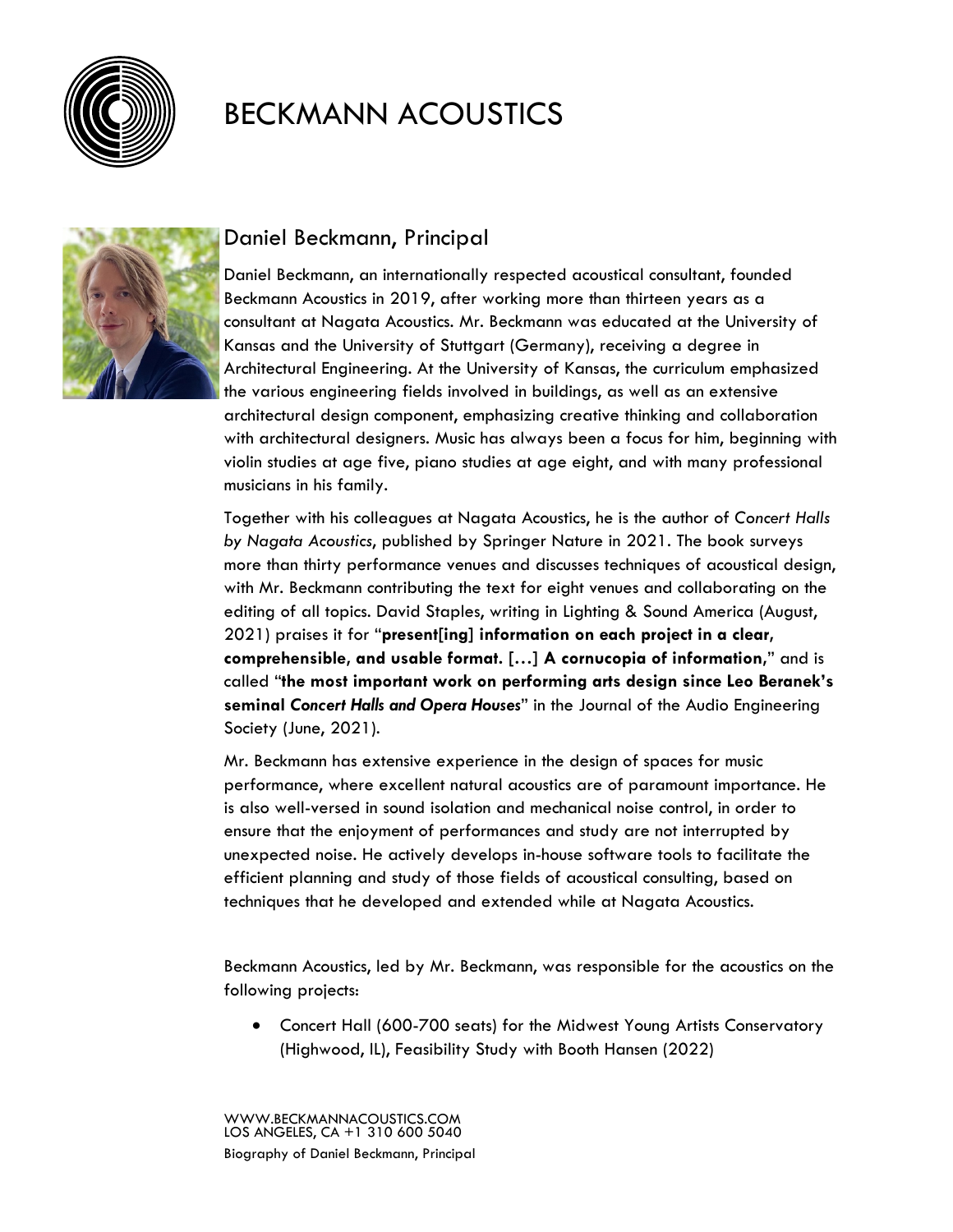# BECKMANN ACOUSTICS

## Daniel Beckmann, Principal

Daniel Beckmann, an internationally respected acoustical consultant, founded Beckmann Acoustics in 2019, after working more than thirteen years as a consultant at Nagata Acoustics. Mr. Beckmann was educated at the University of Kansas and the University of Stuttgart (Germany), receiving a degree in Architectural Engineering. At the University of Kansas, the curriculum emphasized the various engineering fields involved in buildings, as well as an extensive architectural design component, emphasizing creative thinking and collaboration with architectural designers. Music has always been a focus for him, beginning with violin studies at age five, piano studies at age eight, and with many professional musicians in his family.

Together with his colleagues at Nagata Acoustics, he is the author of *Concert Halls by Nagata Acoustics*, published by Springer Nature in 2021. The book surveys more than thirty performance venues and discusses techniques of acoustical design, with Mr. Beckmann contributing the text for eight venues and collaborating on the editing of all topics. David Staples, writing in Lighting & Sound America (August, 2021) praises it for "**present[ing] information on each project in a clear, comprehensible, and usable format. […] A cornucopia of information**," and is called "**the most important work on performing arts design since Leo Beranek's seminal *Concert Halls and Opera Houses***" in the Journal of the Audio Engineering Society (June, 2021).

Mr. Beckmann has extensive experience in the design of spaces for music performance, where excellent natural acoustics are of paramount importance. He is also well-versed in sound isolation and mechanical noise control, in order to ensure that the enjoyment of performances and study are not interrupted by unexpected noise. He actively develops in-house software tools to facilitate the efficient planning and study of those fields of acoustical consulting, based on techniques that he developed and extended while at Nagata Acoustics.

Beckmann Acoustics, led by Mr. Beckmann, was responsible for the acoustics on the following projects:

- Concert Hall (600-700 seats) for the Midwest Young Artists Conservatory (Highwood, IL), Feasibility Study with Booth Hansen (2022)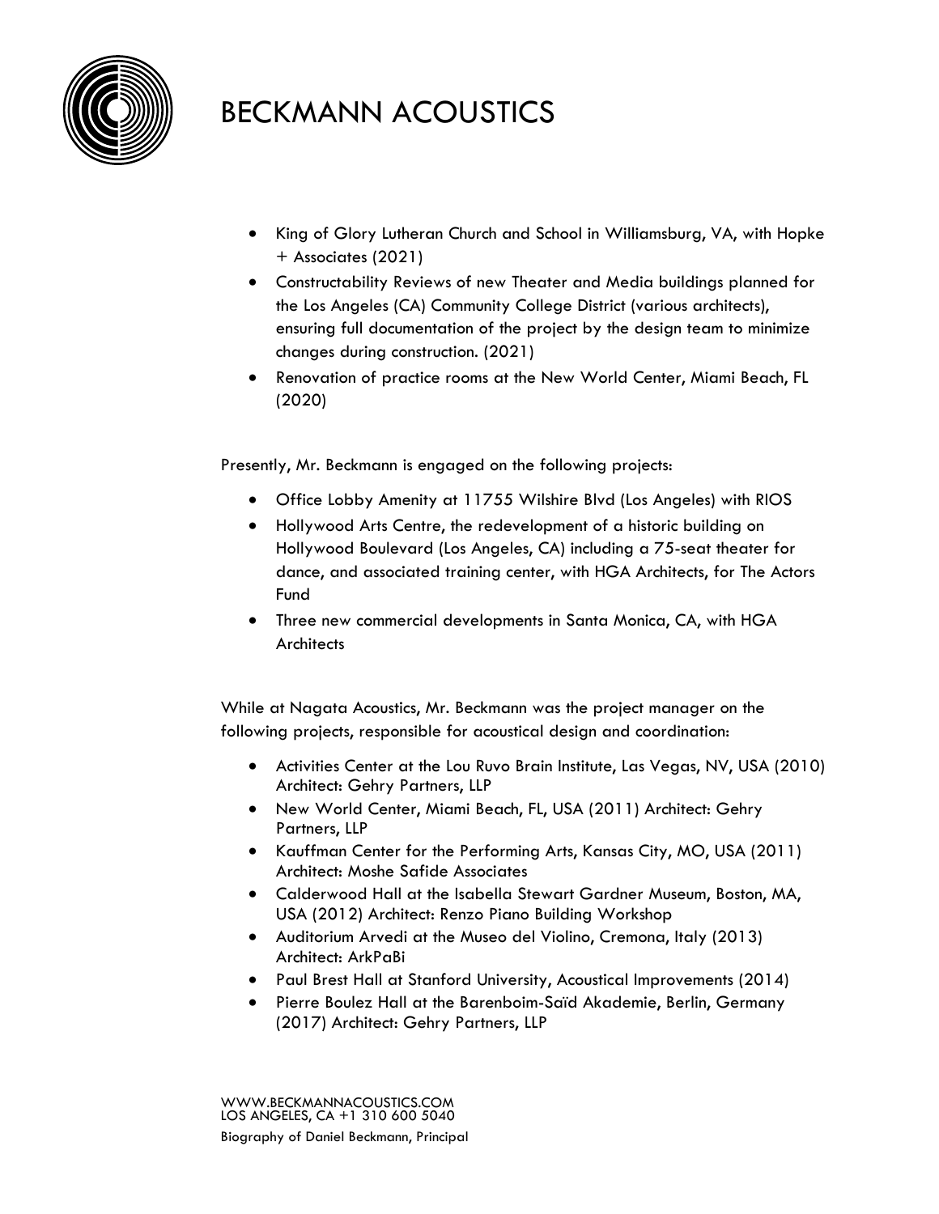- King of Glory Lutheran Church and School in Williamsburg, VA, with Hopke + Associates (2021)
- Constructability Reviews of new Theater and Media buildings planned for the Los Angeles (CA) Community College District (various architects), ensuring full documentation of the project by the design team to minimize changes during construction. (2021)
- Renovation of practice rooms at the New World Center, Miami Beach, FL (2020)

Presently, Mr. Beckmann is engaged on the following projects:

- Office Lobby Amenity at 11755 Wilshire Blvd (Los Angeles) with RIOS
- Hollywood Arts Centre, the redevelopment of a historic building on Hollywood Boulevard (Los Angeles, CA) including a 75-seat theater for dance, and associated training center, with HGA Architects, for The Actors Fund
- Three new commercial developments in Santa Monica, CA, with HGA Architects

While at Nagata Acoustics, Mr. Beckmann was the project manager on the following projects, responsible for acoustical design and coordination:

- Activities Center at the Lou Ruvo Brain Institute, Las Vegas, NV, USA (2010) Architect: Gehry Partners, LLP
- New World Center, Miami Beach, FL, USA (2011) Architect: Gehry Partners, LLP
- Kauffman Center for the Performing Arts, Kansas City, MO, USA (2011) Architect: Moshe Safide Associates
- Calderwood Hall at the Isabella Stewart Gardner Museum, Boston, MA, USA (2012) Architect: Renzo Piano Building Workshop
- Auditorium Arvedi at the Museo del Violino, Cremona, Italy (2013) Architect: ArkPaBi
- Paul Brest Hall at Stanford University, Acoustical Improvements (2014)
- Pierre Boulez Hall at the Barenboim-Saïd Akademie, Berlin, Germany (2017) Architect: Gehry Partners, LLP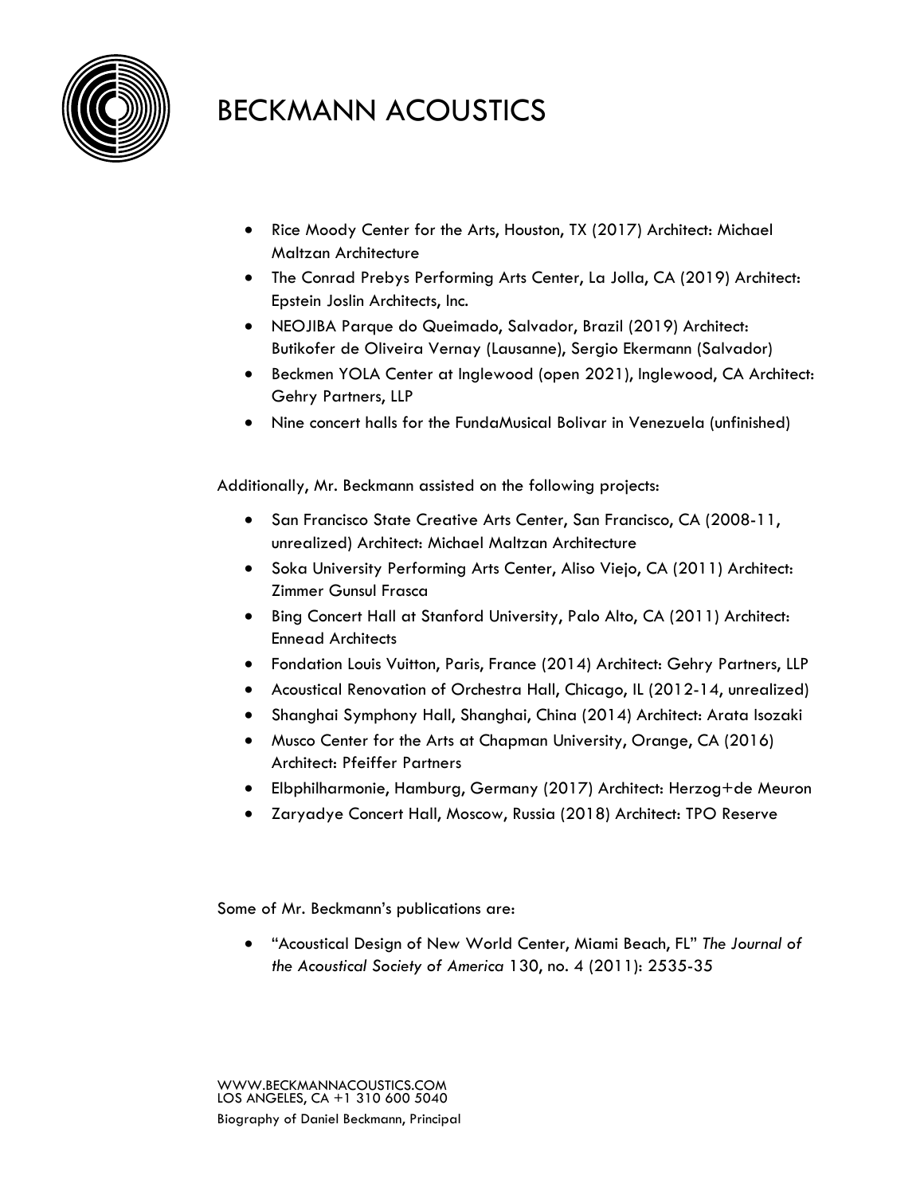- Rice Moody Center for the Arts, Houston, TX (2017) Architect: Michael Maltzan Architecture
- The Conrad Prebys Performing Arts Center, La Jolla, CA (2019) Architect: Epstein Joslin Architects, Inc.
- NEOJIBA Parque do Queimado, Salvador, Brazil (2019) Architect: Butikofer de Oliveira Vernay (Lausanne), Sergio Ekermann (Salvador)
- Beckmen YOLA Center at Inglewood (open 2021), Inglewood, CA Architect: Gehry Partners, LLP
- Nine concert halls for the FundaMusical Bolivar in Venezuela (unfinished)

Additionally, Mr. Beckmann assisted on the following projects:

- San Francisco State Creative Arts Center, San Francisco, CA (2008-11, unrealized) Architect: Michael Maltzan Architecture
- Soka University Performing Arts Center, Aliso Viejo, CA (2011) Architect: Zimmer Gunsul Frasca
- Bing Concert Hall at Stanford University, Palo Alto, CA (2011) Architect: Ennead Architects
- Fondation Louis Vuitton, Paris, France (2014) Architect: Gehry Partners, LLP
- Acoustical Renovation of Orchestra Hall, Chicago, IL (2012-14, unrealized)
- Shanghai Symphony Hall, Shanghai, China (2014) Architect: Arata Isozaki
- Musco Center for the Arts at Chapman University, Orange, CA (2016) Architect: Pfeiffer Partners
- Elbphilharmonie, Hamburg, Germany (2017) Architect: Herzog+de Meuron
- Zaryadye Concert Hall, Moscow, Russia (2018) Architect: TPO Reserve

Some of Mr. Beckmann's publications are:

- "Acoustical Design of New World Center, Miami Beach, FL" *The Journal of the Acoustical Society of America* 130, no. 4 (2011): 2535-35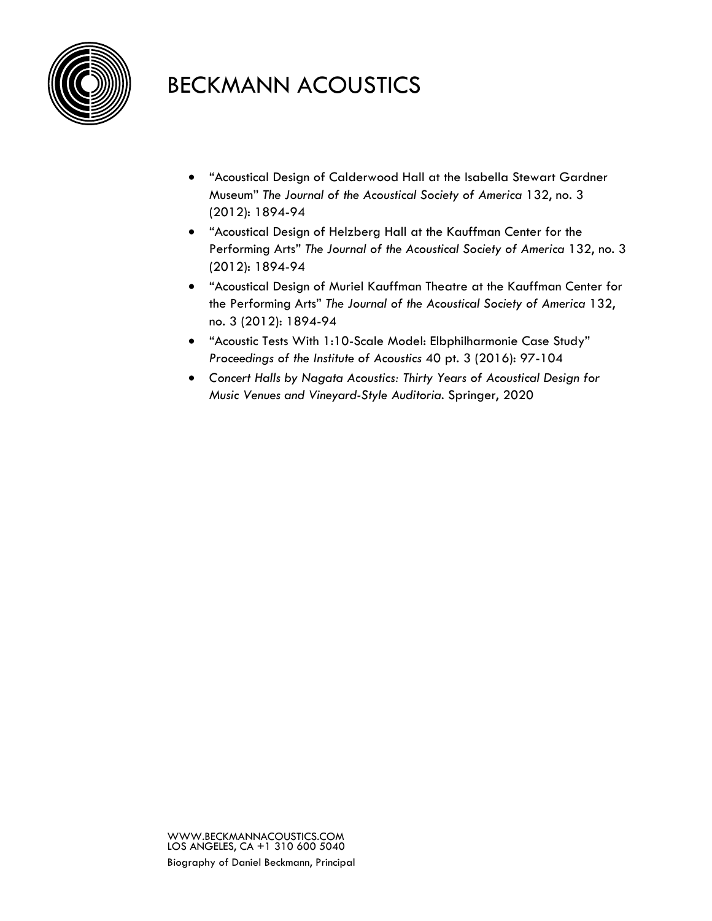- "Acoustical Design of Calderwood Hall at the Isabella Stewart Gardner Museum" *The Journal of the Acoustical Society of America* 132, no. 3 (2012): 1894-94
- "Acoustical Design of Helzberg Hall at the Kauffman Center for the Performing Arts" *The Journal of the Acoustical Society of America* 132, no. 3 (2012): 1894-94
- "Acoustical Design of Muriel Kauffman Theatre at the Kauffman Center for the Performing Arts" *The Journal of the Acoustical Society of America* 132, no. 3 (2012): 1894-94
- "Acoustic Tests With 1:10-Scale Model: Elbphilharmonie Case Study" *Proceedings of the Institute of Acoustics* 40 pt. 3 (2016): 97-104
- *Concert Halls by Nagata Acoustics: Thirty Years of Acoustical Design for Music Venues and Vineyard-Style Auditoria*. Springer, 2020